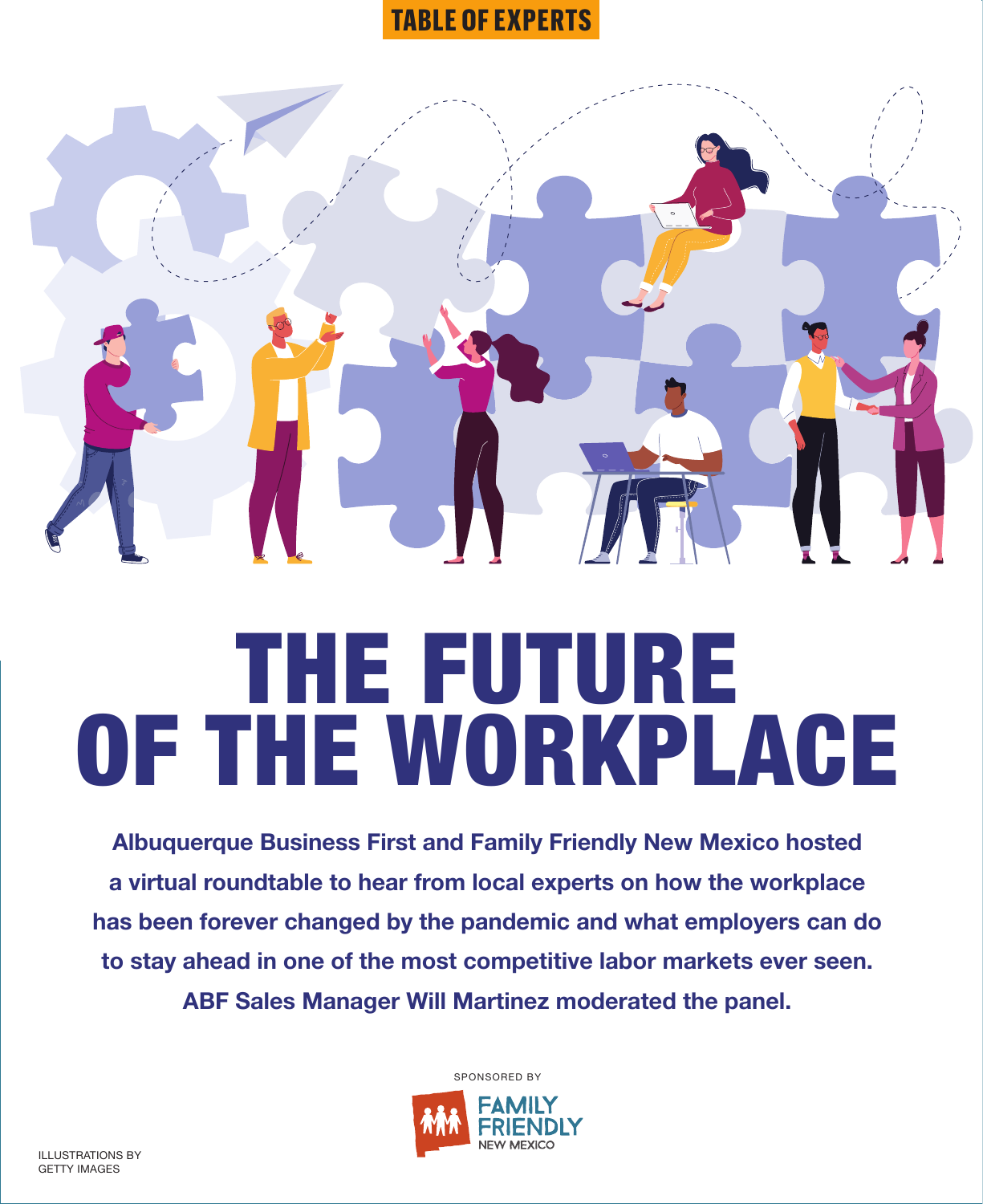TABLE OF EXPERTS

# THE FUTURE OF THE WORKPLACE

**Albuquerque Business First and Family Friendly New Mexico hosted a virtual roundtable to hear from local experts on how the workplace has been forever changed by the pandemic and what employers can do to stay ahead in one of the most competitive labor markets ever seen. ABF Sales Manager Will Martinez moderated the panel.**

SPONSORED BY

FAMILY FRIENDLY NEW MEXICO

ILLUSTRATIONS BY GETTY IMAGES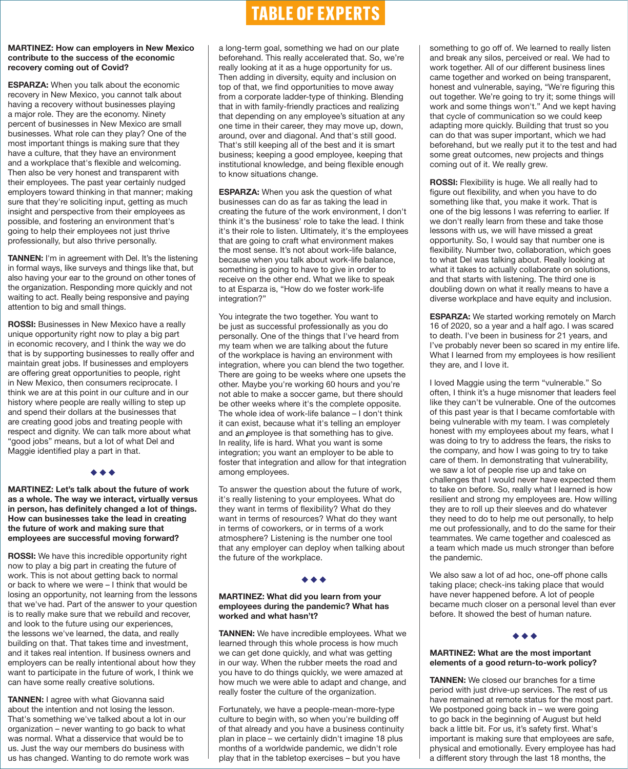# TABLE OF EXPERTS

**MARTINEZ: How can employers in New Mexico contribute to the success of the economic recovery coming out of Covid?**

**ESPARZA:** When you talk about the economic recovery in New Mexico, you cannot talk about having a recovery without businesses playing a major role. They are the economy. Ninety percent of businesses in New Mexico are small businesses. What role can they play? One of the most important things is making sure that they have a culture, that they have an environment and a workplace that's flexible and welcoming. Then also be very honest and transparent with their employees. The past year certainly nudged employers toward thinking in that manner; making sure that they're soliciting input, getting as much insight and perspective from their employees as possible, and fostering an environment that's going to help their employees not just thrive professionally, but also thrive personally.

**TANNEN:** I'm in agreement with Del. It's the listening in formal ways, like surveys and things like that, but also having your ear to the ground on other tones of the organization. Responding more quickly and not waiting to act. Really being responsive and paying attention to big and small things.

**ROSSI:** Businesses in New Mexico have a really unique opportunity right now to play a big part in economic recovery, and I think the way we do that is by supporting businesses to really offer and maintain great jobs. If businesses and employers are offering great opportunities to people, right in New Mexico, then consumers reciprocate. I think we are at this point in our culture and in our history where people are really willing to step up and spend their dollars at the businesses that are creating good jobs and treating people with respect and dignity. We can talk more about what "good jobs" means, but a lot of what Del and Maggie identified play a part in that.

◆ ◆ ◆

**MARTINEZ: Let's talk about the future of work as a whole. The way we interact, virtually versus in person, has definitely changed a lot of things. How can businesses take the lead in creating the future of work and making sure that employees are successful moving forward?**

**ROSSI:** We have this incredible opportunity right now to play a big part in creating the future of work. This is not about getting back to normal or back to where we were – I think that would be losing an opportunity, not learning from the lessons that we've had. Part of the answer to your question is to really make sure that we rebuild and recover, and look to the future using our experiences, the lessons we've learned, the data, and really building on that. That takes time and investment, and it takes real intention. If business owners and employers can be really intentional about how they want to participate in the future of work, I think we can have some really creative solutions.

**TANNEN:** I agree with what Giovanna said about the intention and not losing the lesson. That's something we've talked about a lot in our organization – never wanting to go back to what was normal. What a disservice that would be to us. Just the way our members do business with us has changed. Wanting to do remote work was a long-term goal, something we had on our plate beforehand. This really accelerated that. So, we're really looking at it as a huge opportunity for us. Then adding in diversity, equity and inclusion on top of that, we find opportunities to move away from a corporate ladder-type of thinking. Blending that in with family-friendly practices and realizing that depending on any employee's situation at any one time in their career, they may move up, down, around, over and diagonal. And that's still good. That's still keeping all of the best and it is smart business; keeping a good employee, keeping that institutional knowledge, and being flexible enough to know situations change.

**ESPARZA:** When you ask the question of what businesses can do as far as taking the lead in creating the future of the work environment, I don't think it's the business' role to take the lead. I think it's their role to listen. Ultimately, it's the employees that are going to craft what environment makes the most sense. It's not about work-life balance, because when you talk about work-life balance, something is going to have to give in order to receive on the other end. What we like to speak to at Esparza is, "How do we foster work-life integration?"

You integrate the two together. You want to be just as successful professionally as you do personally. One of the things that I've heard from my team when we are talking about the future of the workplace is having an environment with integration, where you can blend the two together. There are going to be weeks where one upsets the other. Maybe you're working 60 hours and you're not able to make a soccer game, but there should be other weeks where it's the complete opposite. The whole idea of work-life balance – I don't think it can exist, because what it's telling an employer and an employee is that something has to give. In reality, life is hard. What you want is some integration; you want an employer to be able to foster that integration and allow for that integration among employees.

To answer the question about the future of work, it's really listening to your employees. What do they want in terms of flexibility? What do they want in terms of resources? What do they want in terms of coworkers, or in terms of a work atmosphere? Listening is the number one tool that any employer can deploy when talking about the future of the workplace.

◆ ◆ ◆

**MARTINEZ: What did you learn from your employees during the pandemic? What has worked and what hasn't?**

**TANNEN:** We have incredible employees. What we learned through this whole process is how much we can get done quickly, and what was getting in our way. When the rubber meets the road and you have to do things quickly, we were amazed at how much we were able to adapt and change, and really foster the culture of the organization.

Fortunately, we have a people-mean-more-type culture to begin with, so when you're building off of that already and you have a business continuity plan in place – we certainly didn't imagine 18 plus months of a worldwide pandemic, we didn't role play that in the tabletop exercises – but you have something to go off of. We learned to really listen and break any silos, perceived or real. We had to work together. All of our different business lines came together and worked on being transparent, honest and vulnerable, saying, "We're figuring this out together. We're going to try it; some things will work and some things won't." And we kept having that cycle of communication so we could keep adapting more quickly. Building that trust so you can do that was super important, which we had beforehand, but we really put it to the test and had some great outcomes, new projects and things coming out of it. We really grew.

**ROSSI:** Flexibility is huge. We all really had to figure out flexibility, and when you have to do something like that, you make it work. That is one of the big lessons I was referring to earlier. If we don't really learn from these and take those lessons with us, we will have missed a great opportunity. So, I would say that number one is flexibility. Number two, collaboration, which goes to what Del was talking about. Really looking at what it takes to actually collaborate on solutions, and that starts with listening. The third one is doubling down on what it really means to have a diverse workplace and have equity and inclusion.

**ESPARZA:** We started working remotely on March 16 of 2020, so a year and a half ago. I was scared to death. I've been in business for 21 years, and I've probably never been so scared in my entire life. What I learned from my employees is how resilient they are, and I love it.

I loved Maggie using the term "vulnerable." So often, I think it's a huge misnomer that leaders feel like they can't be vulnerable. One of the outcomes of this past year is that I became comfortable with being vulnerable with my team. I was completely honest with my employees about my fears, what I was doing to try to address the fears, the risks to the company, and how I was going to try to take care of them. In demonstrating that vulnerability, we saw a lot of people rise up and take on challenges that I would never have expected them to take on before. So, really what I learned is how resilient and strong my employees are. How willing they are to roll up their sleeves and do whatever they need to do to help me out personally, to help me out professionally, and to do the same for their teammates. We came together and coalesced as a team which made us much stronger than before the pandemic.

We also saw a lot of ad hoc, one-off phone calls taking place; check-ins taking place that would have never happened before. A lot of people became much closer on a personal level than ever before. It showed the best of human nature.

◆ ◆ ◆

**MARTINEZ: What are the most important elements of a good return-to-work policy?**

**TANNEN:** We closed our branches for a time period with just drive-up services. The rest of us have remained at remote status for the most part. We postponed going back in – we were going to go back in the beginning of August but held back a little bit. For us, it's safety first. What's important is making sure that employees are safe, physical and emotionally. Every employee has had a different story through the last 18 months, the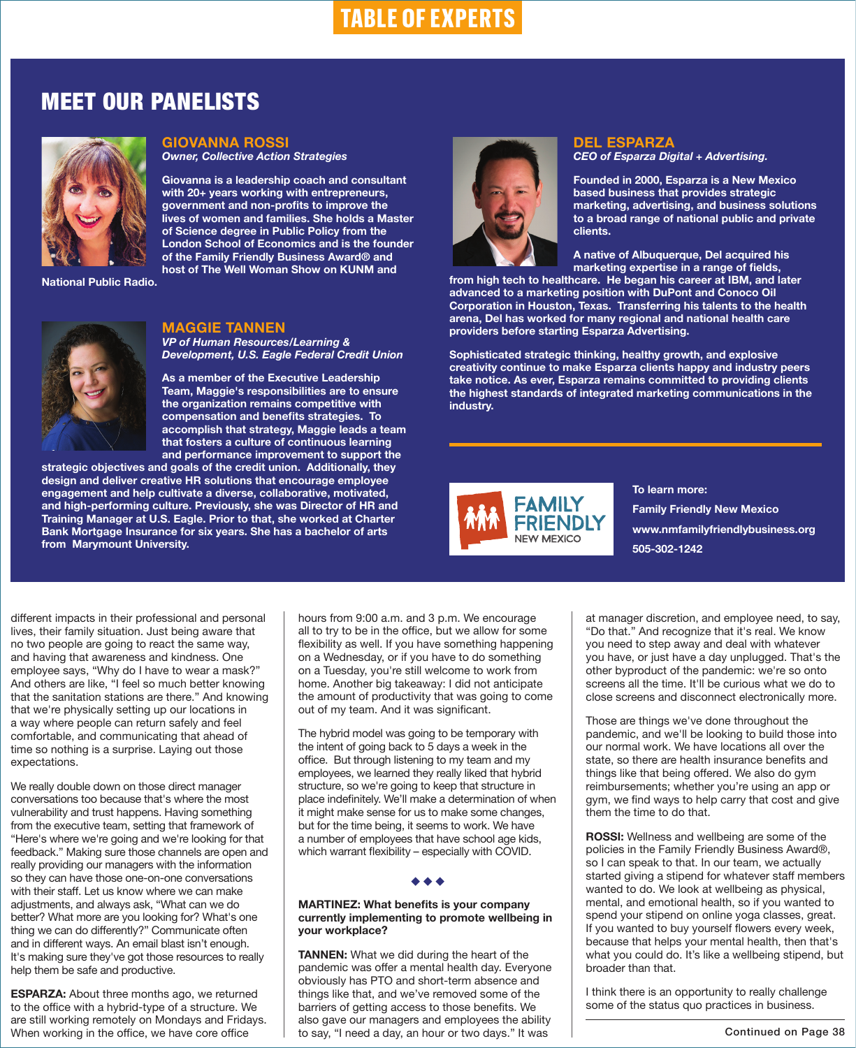# TABLE OF EXPERTS

## MEET OUR PANELISTS

### GIOVANNA ROSSI
*Owner, Collective Action Strategies*

**Giovanna is a leadership coach and consultant with 20+ years working with entrepreneurs, government and non-profits to improve the lives of women and families. She holds a Master of Science degree in Public Policy from the London School of Economics and is the founder of the Family Friendly Business Award® and host of The Well Woman Show on KUNM and National Public Radio.**

### MAGGIE TANNEN
*VP of Human Resources/Learning & Development, U.S. Eagle Federal Credit Union*

**As a member of the Executive Leadership Team, Maggie's responsibilities are to ensure the organization remains competitive with compensation and benefits strategies. To accomplish that strategy, Maggie leads a team that fosters a culture of continuous learning and performance improvement to support the strategic objectives and goals of the credit union. Additionally, they design and deliver creative HR solutions that encourage employee engagement and help cultivate a diverse, collaborative, motivated, and high-performing culture. Previously, she was Director of HR and Training Manager at U.S. Eagle. Prior to that, she worked at Charter Bank Mortgage Insurance for six years. She has a bachelor of arts from Marymount University.**

### DEL ESPARZA
*CEO of Esparza Digital + Advertising.*

**Founded in 2000, Esparza is a New Mexico based business that provides strategic marketing, advertising, and business solutions to a broad range of national public and private clients.**

**A native of Albuquerque, Del acquired his marketing expertise in a range of fields, from high tech to healthcare. He began his career at IBM, and later advanced to a marketing position with DuPont and Conoco Oil Corporation in Houston, Texas. Transferring his talents to the health arena, Del has worked for many regional and national health care providers before starting Esparza Advertising.**

**Sophisticated strategic thinking, healthy growth, and explosive creativity continue to make Esparza clients happy and industry peers take notice. As ever, Esparza remains committed to providing clients the highest standards of integrated marketing communications in the industry.**

FAMILY FRIENDLY NEW MEXICO

**To learn more:**

**Family Friendly New Mexico**

**www.nmfamilyfriendlybusiness.org**

**505-302-1242**

---

different impacts in their professional and personal lives, their family situation. Just being aware that no two people are going to react the same way, and having that awareness and kindness. One employee says, "Why do I have to wear a mask?" And others are like, "I feel so much better knowing that the sanitation stations are there." And knowing that we're physically setting up our locations in a way where people can return safely and feel comfortable, and communicating that ahead of time so nothing is a surprise. Laying out those expectations.

We really double down on those direct manager conversations too because that's where the most vulnerability and trust happens. Having something from the executive team, setting that framework of "Here's where we're going and we're looking for that feedback." Making sure those channels are open and really providing our managers with the information so they can have those one-on-one conversations with their staff. Let us know where we can make adjustments, and always ask, "What can we do better? What more are you looking for? What's one thing we can do differently?" Communicate often and in different ways. An email blast isn't enough. It's making sure they've got those resources to really help them be safe and productive.

**ESPARZA:** About three months ago, we returned to the office with a hybrid-type of a structure. We are still working remotely on Mondays and Fridays. When working in the office, we have core office hours from 9:00 a.m. and 3 p.m. We encourage all to try to be in the office, but we allow for some flexibility as well. If you have something happening on a Wednesday, or if you have to do something on a Tuesday, you're still welcome to work from home. Another big takeaway: I did not anticipate the amount of productivity that was going to come out of my team. And it was significant.

The hybrid model was going to be temporary with the intent of going back to 5 days a week in the office. But through listening to my team and my employees, we learned they really liked that hybrid structure, so we're going to keep that structure in place indefinitely. We'll make a determination of when it might make sense for us to make some changes, but for the time being, it seems to work. We have a number of employees that have school age kids, which warrant flexibility – especially with COVID.

◆◆◆

**MARTINEZ: What benefits is your company currently implementing to promote wellbeing in your workplace?**

**TANNEN:** What we did during the heart of the pandemic was offer a mental health day. Everyone obviously has PTO and short-term absence and things like that, and we've removed some of the barriers of getting access to those benefits. We also gave our managers and employees the ability to say, "I need a day, an hour or two days." It was at manager discretion, and employee need, to say, "Do that." And recognize that it's real. We know you need to step away and deal with whatever you have, or just have a day unplugged. That's the other byproduct of the pandemic: we're so onto screens all the time. It'll be curious what we do to close screens and disconnect electronically more.

Those are things we've done throughout the pandemic, and we'll be looking to build those into our normal work. We have locations all over the state, so there are health insurance benefits and things like that being offered. We also do gym reimbursements; whether you're using an app or gym, we find ways to help carry that cost and give them the time to do that.

**ROSSI:** Wellness and wellbeing are some of the policies in the Family Friendly Business Award®, so I can speak to that. In our team, we actually started giving a stipend for whatever staff members wanted to do. We look at wellbeing as physical, mental, and emotional health, so if you wanted to spend your stipend on online yoga classes, great. If you wanted to buy yourself flowers every week, because that helps your mental health, then that's what you could do. It's like a wellbeing stipend, but broader than that.

I think there is an opportunity to really challenge some of the status quo practices in business.

Continued on Page 38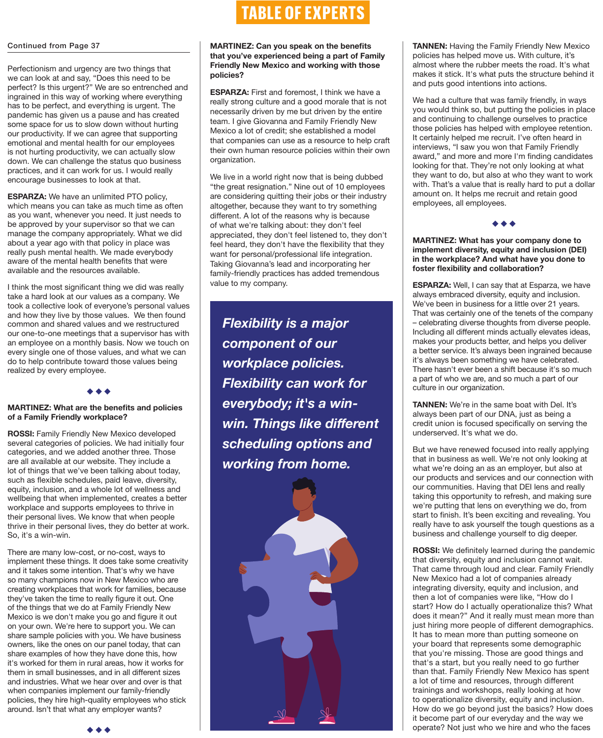# TABLE OF EXPERTS

Continued from Page 37

Perfectionism and urgency are two things that we can look at and say, "Does this need to be perfect? Is this urgent?" We are so entrenched and ingrained in this way of working where everything has to be perfect, and everything is urgent. The pandemic has given us a pause and has created some space for us to slow down without hurting our productivity. If we can agree that supporting emotional and mental health for our employees is not hurting productivity, we can actually slow down. We can challenge the status quo business practices, and it can work for us. I would really encourage businesses to look at that.

**ESPARZA:** We have an unlimited PTO policy, which means you can take as much time as often as you want, whenever you need. It just needs to be approved by your supervisor so that we can manage the company appropriately. What we did about a year ago with that policy in place was really push mental health. We made everybody aware of the mental health benefits that were available and the resources available.

I think the most significant thing we did was really take a hard look at our values as a company. We took a collective look of everyone's personal values and how they live by those values. We then found common and shared values and we restructured our one-to-one meetings that a supervisor has with an employee on a monthly basis. Now we touch on every single one of those values, and what we can do to help contribute toward those values being realized by every employee.

◆◆◆

**MARTINEZ: What are the benefits and policies of a Family Friendly workplace?**

**ROSSI:** Family Friendly New Mexico developed several categories of policies. We had initially four categories, and we added another three. Those are all available at our website. They include a lot of things that we've been talking about today, such as flexible schedules, paid leave, diversity, equity, inclusion, and a whole lot of wellness and wellbeing that when implemented, creates a better workplace and supports employees to thrive in their personal lives. We know that when people thrive in their personal lives, they do better at work. So, it's a win-win.

There are many low-cost, or no-cost, ways to implement these things. It does take some creativity and it takes some intention. That's why we have so many champions now in New Mexico who are creating workplaces that work for families, because they've taken the time to really figure it out. One of the things that we do at Family Friendly New Mexico is we don't make you go and figure it out on your own. We're here to support you. We can share sample policies with you. We have business owners, like the ones on our panel today, that can share examples of how they have done this, how it's worked for them in rural areas, how it works for them in small businesses, and in all different sizes and industries. What we hear over and over is that when companies implement our family-friendly policies, they hire high-quality employees who stick around. Isn't that what any employer wants?

◆◆◆

**MARTINEZ: Can you speak on the benefits that you've experienced being a part of Family Friendly New Mexico and working with those policies?**

**ESPARZA:** First and foremost, I think we have a really strong culture and a good morale that is not necessarily driven by me but driven by the entire team. I give Giovanna and Family Friendly New Mexico a lot of credit; she established a model that companies can use as a resource to help craft their own human resource policies within their own organization.

We live in a world right now that is being dubbed "the great resignation." Nine out of 10 employees are considering quitting their jobs or their industry altogether, because they want to try something different. A lot of the reasons why is because of what we're talking about: they don't feel appreciated, they don't feel listened to, they don't feel heard, they don't have the flexibility that they want for personal/professional life integration. Taking Giovanna's lead and incorporating her family-friendly practices has added tremendous value to my company.

> ***Flexibility is a major component of our workplace policies. Flexibility can work for everybody; it's a win-win. Things like different scheduling options and working from home.***

**TANNEN:** Having the Family Friendly New Mexico policies has helped move us. With culture, it's almost where the rubber meets the road. It's what makes it stick. It's what puts the structure behind it and puts good intentions into actions.

We had a culture that was family friendly, in ways you would think so, but putting the policies in place and continuing to challenge ourselves to practice those policies has helped with employee retention. It certainly helped me recruit. I've often heard in interviews, "I saw you won that Family Friendly award," and more and more I'm finding candidates looking for that. They're not only looking at what they want to do, but also at who they want to work with. That's a value that is really hard to put a dollar amount on. It helps me recruit and retain good employees, all employees.

◆◆◆

**MARTINEZ: What has your company done to implement diversity, equity and inclusion (DEI) in the workplace? And what have you done to foster flexibility and collaboration?**

**ESPARZA:** Well, I can say that at Esparza, we have always embraced diversity, equity and inclusion. We've been in business for a little over 21 years. That was certainly one of the tenets of the company – celebrating diverse thoughts from diverse people. Including all different minds actually elevates ideas, makes your products better, and helps you deliver a better service. It's always been ingrained because it's always been something we have celebrated. There hasn't ever been a shift because it's so much a part of who we are, and so much a part of our culture in our organization.

**TANNEN:** We're in the same boat with Del. It's always been part of our DNA, just as being a credit union is focused specifically on serving the underserved. It's what we do.

But we have renewed focused into really applying that in business as well. We're not only looking at what we're doing an as an employer, but also at our products and services and our connection with our communities. Having that DEI lens and really taking this opportunity to refresh, and making sure we're putting that lens on everything we do, from start to finish. It's been exciting and revealing. You really have to ask yourself the tough questions as a business and challenge yourself to dig deeper.

**ROSSI:** We definitely learned during the pandemic that diversity, equity and inclusion cannot wait. That came through loud and clear. Family Friendly New Mexico had a lot of companies already integrating diversity, equity and inclusion, and then a lot of companies were like, "How do I start? How do I actually operationalize this? What does it mean?" And it really must mean more than just hiring more people of different demographics. It has to mean more than putting someone on your board that represents some demographic that you're missing. Those are good things and that's a start, but you really need to go further than that. Family Friendly New Mexico has spent a lot of time and resources, through different trainings and workshops, really looking at how to operationalize diversity, equity and inclusion. How do we go beyond just the basics? How does it become part of our everyday and the way we operate? Not just who we hire and who the faces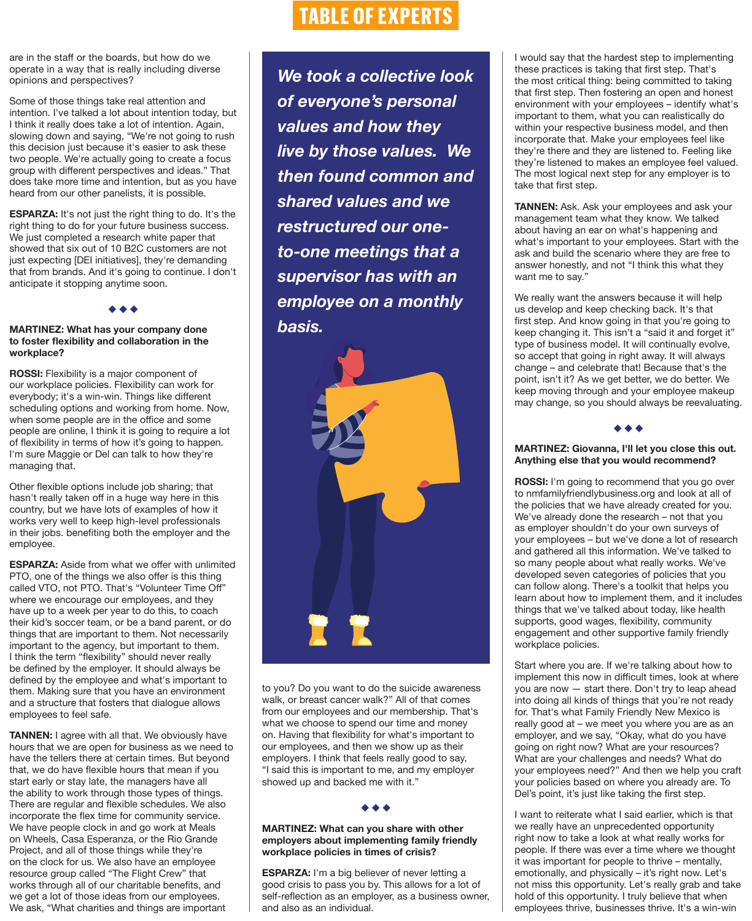# TABLE OF EXPERTS

are in the staff or the boards, but how do we operate in a way that is really including diverse opinions and perspectives?

Some of those things take real attention and intention. I've talked a lot about intention today, but I think it really does take a lot of intention. Again, slowing down and saying, "We're not going to rush this decision just because it's easier to ask these two people. We're actually going to create a focus group with different perspectives and ideas." That does take more time and intention, but as you have heard from our other panelists, it is possible.

**ESPARZA:** It's not just the right thing to do. It's the right thing to do for your future business success. We just completed a research white paper that showed that six out of 10 B2C customers are not just expecting [DEI initiatives], they're demanding that from brands. And it's going to continue. I don't anticipate it stopping anytime soon.

◆◆◆

**MARTINEZ: What has your company done to foster flexibility and collaboration in the workplace?**

**ROSSI:** Flexibility is a major component of our workplace policies. Flexibility can work for everybody; it's a win-win. Things like different scheduling options and working from home. Now, when some people are in the office and some people are online, I think it is going to require a lot of flexibility in terms of how it's going to happen. I'm sure Maggie or Del can talk to how they're managing that.

Other flexible options include job sharing; that hasn't really taken off in a huge way here in this country, but we have lots of examples of how it works very well to keep high-level professionals in their jobs. benefiting both the employer and the employee.

**ESPARZA:** Aside from what we offer with unlimited PTO, one of the things we also offer is this thing called VTO, not PTO. That's "Volunteer Time Off" where we encourage our employees, and they have up to a week per year to do this, to coach their kid's soccer team, or be a band parent, or do things that are important to them. Not necessarily important to the agency, but important to them. I think the term "flexibility" should never really be defined by the employer. It should always be defined by the employee and what's important to them. Making sure that you have an environment and a structure that fosters that dialogue allows employees to feel safe.

**TANNEN:** I agree with all that. We obviously have hours that we are open for business as we need to have the tellers there at certain times. But beyond that, we do have flexible hours that mean if you start early or stay late, the managers have all the ability to work through those types of things. There are regular and flexible schedules. We also incorporate the flex time for community service. We have people clock in and go work at Meals on Wheels, Casa Esperanza, or the Rio Grande Project, and all of those things while they're on the clock for us. We also have an employee resource group called "The Flight Crew" that works through all of our charitable benefits, and we get a lot of those ideas from our employees. We ask, "What charities and things are important to you? Do you want to do the suicide awareness walk, or breast cancer walk?" All of that comes from our employees and our membership. That's what we choose to spend our time and money on. Having that flexibility for what's important to our employees, and then we show up as their employers. I think that feels really good to say, "I said this is important to me, and my employer showed up and backed me with it."

> ***We took a collective look of everyone's personal values and how they live by those values. We then found common and shared values and we restructured our one-to-one meetings that a supervisor has with an employee on a monthly basis.***

◆◆◆

**MARTINEZ: What can you share with other employers about implementing family friendly workplace policies in times of crisis?**

**ESPARZA:** I'm a big believer of never letting a good crisis to pass you by. This allows for a lot of self-reflection as an employer, as a business owner, and also as an individual.

I would say that the hardest step to implementing these practices is taking that first step. That's the most critical thing: being committed to taking that first step. Then fostering an open and honest environment with your employees – identify what's important to them, what you can realistically do within your respective business model, and then incorporate that. Make your employees feel like they're there and they are listened to. Feeling like they're listened to makes an employee feel valued. The most logical next step for any employer is to take that first step.

**TANNEN:** Ask. Ask your employees and ask your management team what they know. We talked about having an ear on what's happening and what's important to your employees. Start with the ask and build the scenario where they are free to answer honestly, and not "I think this what they want me to say."

We really want the answers because it will help us develop and keep checking back. It's that first step. And know going in that you're going to keep changing it. This isn't a "said it and forget it" type of business model. It will continually evolve, so accept that going in right away. It will always change – and celebrate that! Because that's the point, isn't it? As we get better, we do better. We keep moving through and your employee makeup may change, so you should always be reevaluating.

◆◆◆

**MARTINEZ: Giovanna, I'll let you close this out. Anything else that you would recommend?**

**ROSSI:** I'm going to recommend that you go over to nmfamilyfriendlybusiness.org and look at all of the policies that we have already created for you. We've already done the research – not that you as employer shouldn't do your own surveys of your employees – but we've done a lot of research and gathered all this information. We've talked to so many people about what really works. We've developed seven categories of policies that you can follow along. There's a toolkit that helps you learn about how to implement them, and it includes things that we've talked about today, like health supports, good wages, flexibility, community engagement and other supportive family friendly workplace policies.

Start where you are. If we're talking about how to implement this now in difficult times, look at where you are now — start there. Don't try to leap ahead into doing all kinds of things that you're not ready for. That's what Family Friendly New Mexico is really good at – we meet you where you are as an employer, and we say, "Okay, what do you have going on right now? What are your resources? What are your challenges and needs? What do your employees need?" And then we help you craft your policies based on where you already are. To Del's point, it's just like taking the first step.

I want to reiterate what I said earlier, which is that we really have an unprecedented opportunity right now to take a look at what really works for people. If there was ever a time where we thought it was important for people to thrive – mentally, emotionally, and physically – it's right now. Let's not miss this opportunity. Let's really grab and take hold of this opportunity. I truly believe that when employees thrive, businesses thrive. It's a win-win